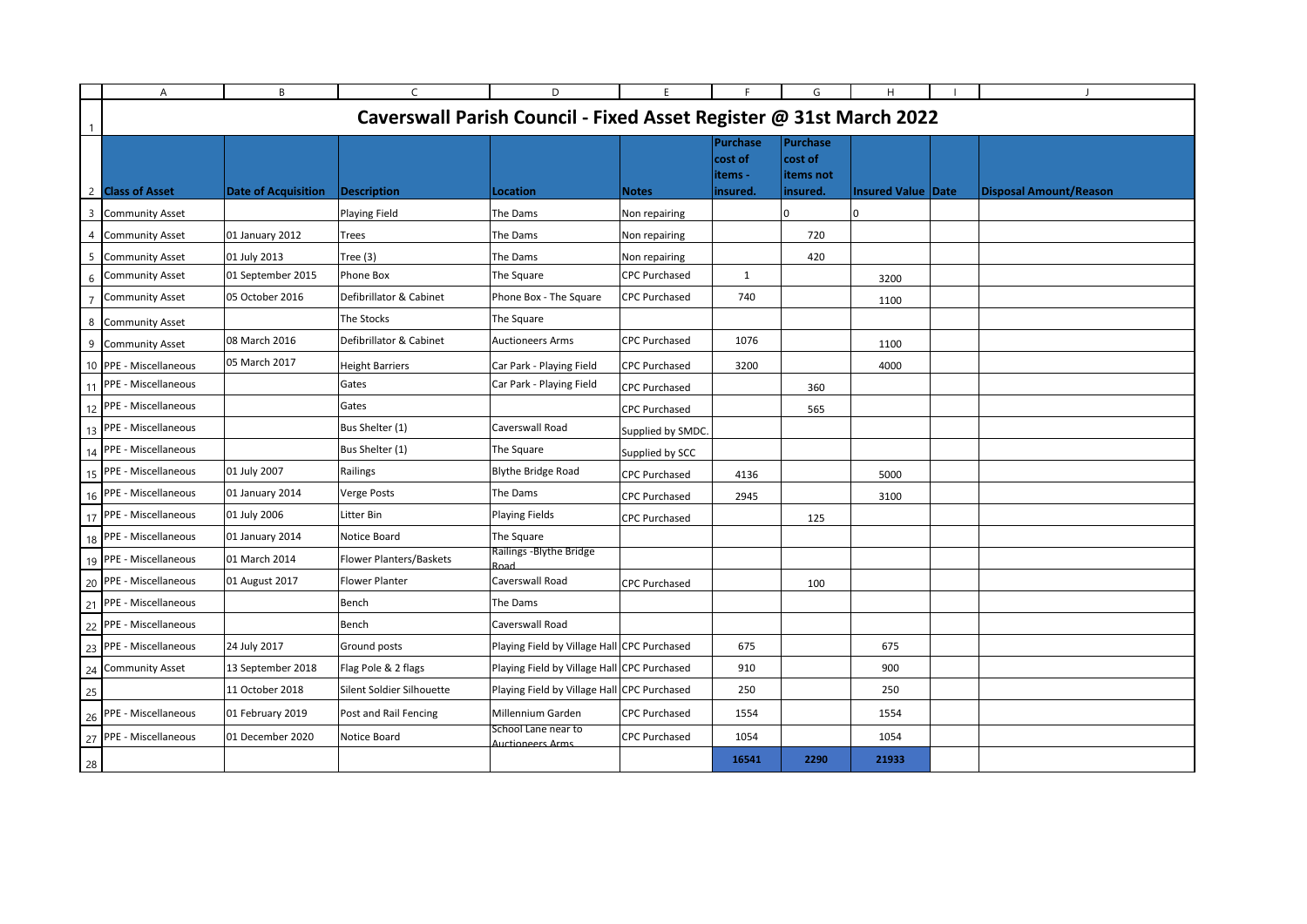# Caverswall Parish Council - Fixed Asset Register @ 31st March 2022

| Class of Asset | Date of Acquisition | Description | Location | Notes | Purchase cost of items - insured. | Purchase cost of items not insured. | Insured Value | Date | Disposal Amount/Reason |
|---|---|---|---|---|---|---|---|---|---|
| Community Asset | | Playing Field | The Dams | Non repairing | | 0 | 0 | | |
| Community Asset | 01 January 2012 | Trees | The Dams | Non repairing | | 720 | | | |
| Community Asset | 01 July 2013 | Tree (3) | The Dams | Non repairing | | 420 | | | |
| Community Asset | 01 September 2015 | Phone Box | The Square | CPC Purchased | 1 | | 3200 | | |
| Community Asset | 05 October 2016 | Defibrillator & Cabinet | Phone Box - The Square | CPC Purchased | 740 | | 1100 | | |
| Community Asset | | The Stocks | The Square | | | | | | |
| Community Asset | 08 March 2016 | Defibrillator & Cabinet | Auctioneers Arms | CPC Purchased | 1076 | | 1100 | | |
| PPE - Miscellaneous | 05 March 2017 | Height Barriers | Car Park - Playing Field | CPC Purchased | 3200 | | 4000 | | |
| PPE - Miscellaneous | | Gates | Car Park - Playing Field | CPC Purchased | | 360 | | | |
| PPE - Miscellaneous | | Gates | | CPC Purchased | | 565 | | | |
| PPE - Miscellaneous | | Bus Shelter (1) | Caverswall Road | Supplied by SMDC. | | | | | |
| PPE - Miscellaneous | | Bus Shelter (1) | The Square | Supplied by SCC | | | | | |
| PPE - Miscellaneous | 01 July 2007 | Railings | Blythe Bridge Road | CPC Purchased | 4136 | | 5000 | | |
| PPE - Miscellaneous | 01 January 2014 | Verge Posts | The Dams | CPC Purchased | 2945 | | 3100 | | |
| PPE - Miscellaneous | 01 July 2006 | Litter Bin | Playing Fields | CPC Purchased | | 125 | | | |
| PPE - Miscellaneous | 01 January 2014 | Notice Board | The Square | | | | | | |
| PPE - Miscellaneous | 01 March 2014 | Flower Planters/Baskets | Railings -Blythe Bridge Road | | | | | | |
| PPE - Miscellaneous | 01 August 2017 | Flower Planter | Caverswall Road | CPC Purchased | | 100 | | | |
| PPE - Miscellaneous | | Bench | The Dams | | | | | | |
| PPE - Miscellaneous | | Bench | Caverswall Road | | | | | | |
| PPE - Miscellaneous | 24 July 2017 | Ground posts | Playing Field by Village Hall | CPC Purchased | 675 | | 675 | | |
| Community Asset | 13 September 2018 | Flag Pole & 2 flags | Playing Field by Village Hall | CPC Purchased | 910 | | 900 | | |
| | 11 October 2018 | Silent Soldier Silhouette | Playing Field by Village Hall | CPC Purchased | 250 | | 250 | | |
| PPE - Miscellaneous | 01 February 2019 | Post and Rail Fencing | Millennium Garden | CPC Purchased | 1554 | | 1554 | | |
| PPE - Miscellaneous | 01 December 2020 | Notice Board | School Lane near to Auctioneers Arms | CPC Purchased | 1054 | | 1054 | | |
| | | | | | **16541** | **2290** | **21933** | | |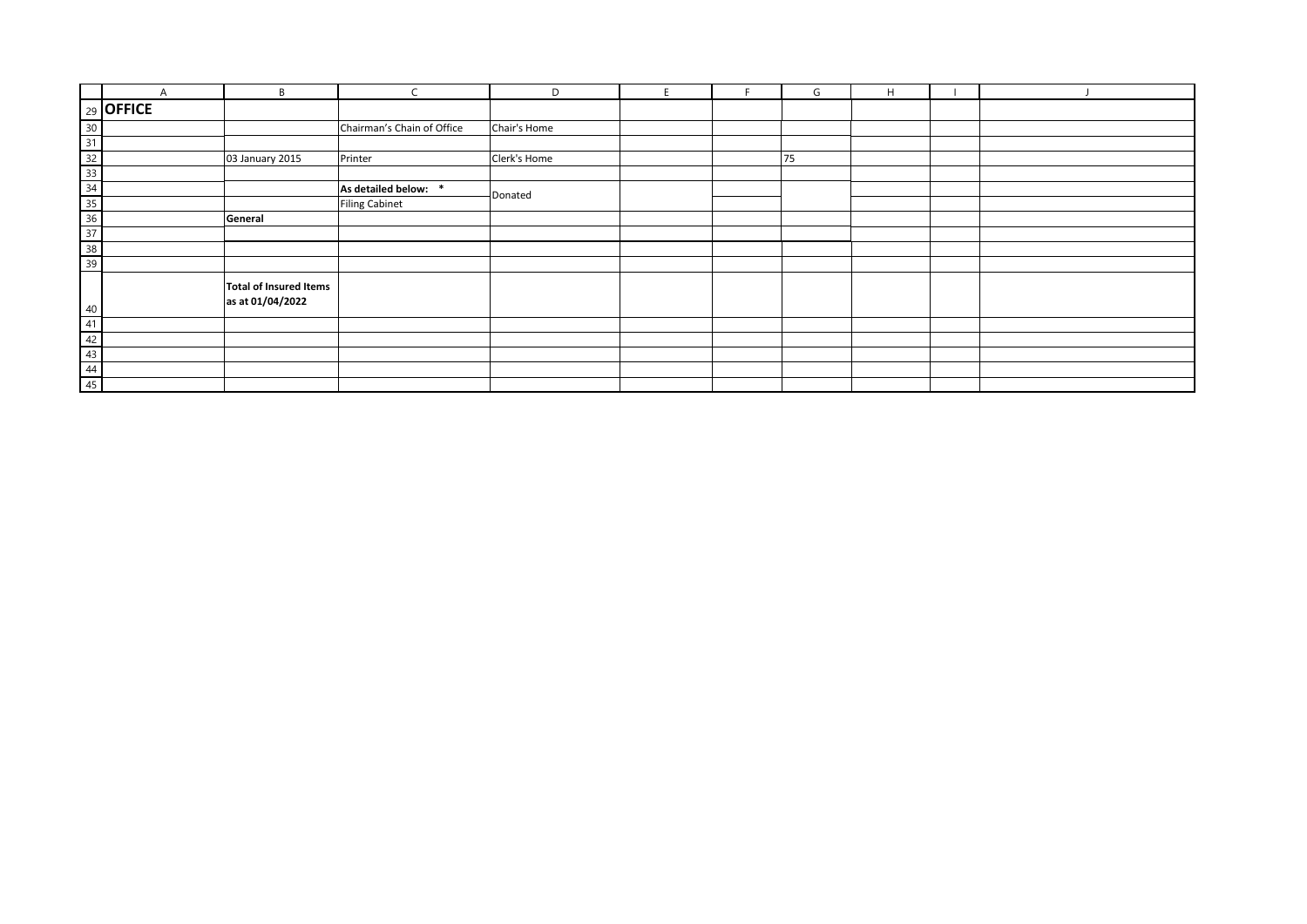| | A | B | C | D | E | F | G | H | I | J |
|---|---|---|---|---|---|---|---|---|---|---|
| 29 | **OFFICE** | | | | | | | | | |
| 30 | | | Chairman's Chain of Office | Chair's Home | | | | | | |
| 31 | | | | | | | | | | |
| 32 | | 03 January 2015 | Printer | Clerk's Home | | | 75 | | | |
| 33 | | | | | | | | | | |
| 34 | | | **As detailed below: \*** | Donated | | | | | | |
| 35 | | | Filing Cabinet | | | | | | | |
| 36 | | **General** | | | | | | | | |
| 37 | | | | | | | | | | |
| 38 | | | | | | | | | | |
| 39 | | | | | | | | | | |
| 40 | | **Total of Insured Items as at 01/04/2022** | | | | | | | | |
| 41 | | | | | | | | | | |
| 42 | | | | | | | | | | |
| 43 | | | | | | | | | | |
| 44 | | | | | | | | | | |
| 45 | | | | | | | | | | |